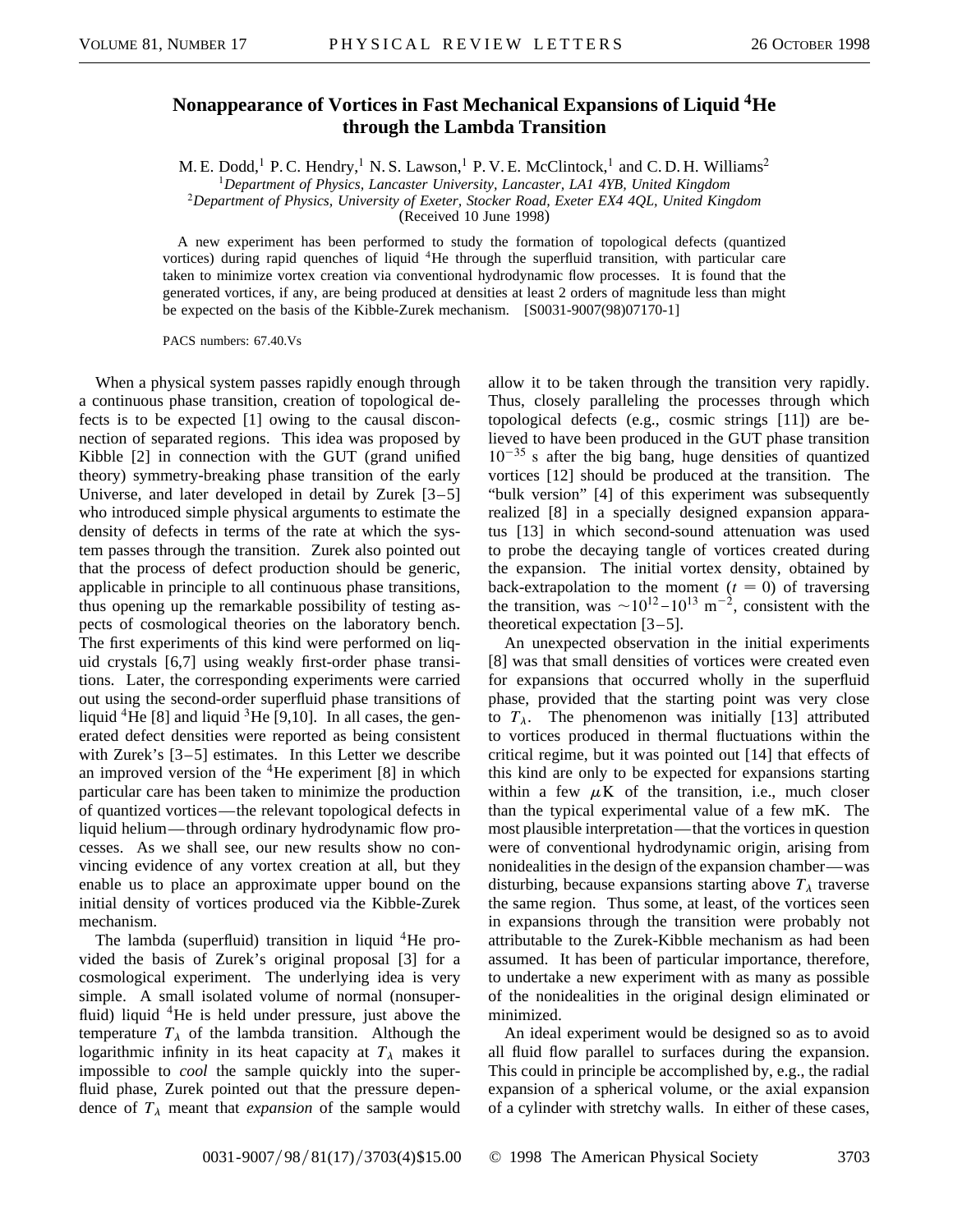# Nonappearance of Vortices in Fast Mechanical Expansions of Liquid $^4$He through the Lambda Transition

M. E. Dodd,[1] P. C. Hendry,[1] N. S. Lawson,[1] P. V. E. McClintock,[1] and C. D. H. Williams[2]

[1]*Department of Physics, Lancaster University, Lancaster, LA1 4YB, United Kingdom*
[2]*Department of Physics, University of Exeter, Stocker Road, Exeter EX4 4QL, United Kingdom*
(Received 10 June 1998)

A new experiment has been performed to study the formation of topological defects (quantized vortices) during rapid quenches of liquid $^4$He through the superfluid transition, with particular care taken to minimize vortex creation via conventional hydrodynamic flow processes. It is found that the generated vortices, if any, are being produced at densities at least 2 orders of magnitude less than might be expected on the basis of the Kibble-Zurek mechanism. [S0031-9007(98)07170-1]

PACS numbers: 67.40.Vs

When a physical system passes rapidly enough through a continuous phase transition, creation of topological defects is to be expected [1] owing to the causal disconnection of separated regions. This idea was proposed by Kibble [2] in connection with the GUT (grand unified theory) symmetry-breaking phase transition of the early Universe, and later developed in detail by Zurek [3–5] who introduced simple physical arguments to estimate the density of defects in terms of the rate at which the system passes through the transition. Zurek also pointed out that the process of defect production should be generic, applicable in principle to all continuous phase transitions, thus opening up the remarkable possibility of testing aspects of cosmological theories on the laboratory bench. The first experiments of this kind were performed on liquid crystals [6,7] using weakly first-order phase transitions. Later, the corresponding experiments were carried out using the second-order superfluid phase transitions of liquid $^4$He [8] and liquid $^3$He [9,10]. In all cases, the generated defect densities were reported as being consistent with Zurek's [3–5] estimates. In this Letter we describe an improved version of the $^4$He experiment [8] in which particular care has been taken to minimize the production of quantized vortices—the relevant topological defects in liquid helium—through ordinary hydrodynamic flow processes. As we shall see, our new results show no convincing evidence of any vortex creation at all, but they enable us to place an approximate upper bound on the initial density of vortices produced via the Kibble-Zurek mechanism.

The lambda (superfluid) transition in liquid $^4$He provided the basis of Zurek's original proposal [3] for a cosmological experiment. The underlying idea is very simple. A small isolated volume of normal (nonsuperfluid) liquid $^4$He is held under pressure, just above the temperature $T_\lambda$ of the lambda transition. Although the logarithmic infinity in its heat capacity at $T_\lambda$ makes it impossible to *cool* the sample quickly into the superfluid phase, Zurek pointed out that the pressure dependence of $T_\lambda$ meant that *expansion* of the sample would allow it to be taken through the transition very rapidly. Thus, closely paralleling the processes through which topological defects (e.g., cosmic strings [11]) are believed to have been produced in the GUT phase transition $10^{-35}$ s after the big bang, huge densities of quantized vortices [12] should be produced at the transition. The "bulk version" [4] of this experiment was subsequently realized [8] in a specially designed expansion apparatus [13] in which second-sound attenuation was used to probe the decaying tangle of vortices created during the expansion. The initial vortex density, obtained by back-extrapolation to the moment ($t = 0$) of traversing the transition, was $\sim 10^{12}$–$10^{13}$ m$^{-2}$, consistent with the theoretical expectation [3–5].

An unexpected observation in the initial experiments [8] was that small densities of vortices were created even for expansions that occurred wholly in the superfluid phase, provided that the starting point was very close to $T_\lambda$. The phenomenon was initially [13] attributed to vortices produced in thermal fluctuations within the critical regime, but it was pointed out [14] that effects of this kind are only to be expected for expansions starting within a few $\mu$K of the transition, i.e., much closer than the typical experimental value of a few mK. The most plausible interpretation—that the vortices in question were of conventional hydrodynamic origin, arising from nonidealities in the design of the expansion chamber—was disturbing, because expansions starting above $T_\lambda$ traverse the same region. Thus some, at least, of the vortices seen in expansions through the transition were probably not attributable to the Zurek-Kibble mechanism as had been assumed. It has been of particular importance, therefore, to undertake a new experiment with as many as possible of the nonidealities in the original design eliminated or minimized.

An ideal experiment would be designed so as to avoid all fluid flow parallel to surfaces during the expansion. This could in principle be accomplished by, e.g., the radial expansion of a spherical volume, or the axial expansion of a cylinder with stretchy walls. In either of these cases,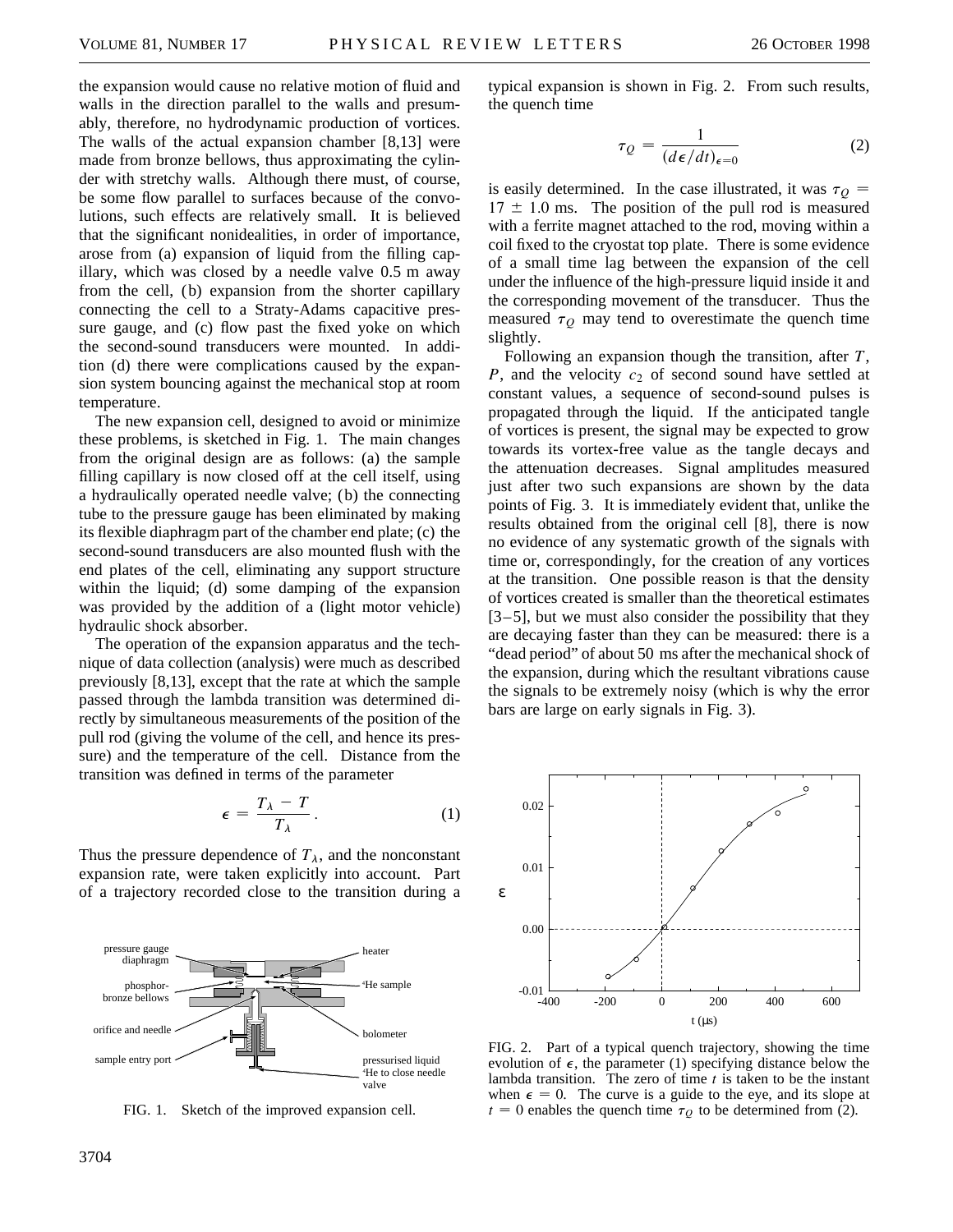the expansion would cause no relative motion of fluid and walls in the direction parallel to the walls and presumably, therefore, no hydrodynamic production of vortices. The walls of the actual expansion chamber [8,13] were made from bronze bellows, thus approximating the cylinder with stretchy walls. Although there must, of course, be some flow parallel to surfaces because of the convolutions, such effects are relatively small. It is believed that the significant nonidealities, in order of importance, arose from (a) expansion of liquid from the filling capillary, which was closed by a needle valve 0.5 m away from the cell, (b) expansion from the shorter capillary connecting the cell to a Straty-Adams capacitive pressure gauge, and (c) flow past the fixed yoke on which the second-sound transducers were mounted. In addition (d) there were complications caused by the expansion system bouncing against the mechanical stop at room temperature.

The new expansion cell, designed to avoid or minimize these problems, is sketched in Fig. 1. The main changes from the original design are as follows: (a) the sample filling capillary is now closed off at the cell itself, using a hydraulically operated needle valve; (b) the connecting tube to the pressure gauge has been eliminated by making its flexible diaphragm part of the chamber end plate; (c) the second-sound transducers are also mounted flush with the end plates of the cell, eliminating any support structure within the liquid; (d) some damping of the expansion was provided by the addition of a (light motor vehicle) hydraulic shock absorber.

The operation of the expansion apparatus and the technique of data collection (analysis) were much as described previously [8,13], except that the rate at which the sample passed through the lambda transition was determined directly by simultaneous measurements of the position of the pull rod (giving the volume of the cell, and hence its pressure) and the temperature of the cell. Distance from the transition was defined in terms of the parameter

$$\epsilon = \frac{T_\lambda - T}{T_\lambda}. \qquad (1)$$

Thus the pressure dependence of $T_\lambda$, and the nonconstant expansion rate, were taken explicitly into account. Part of a trajectory recorded close to the transition during a typical expansion is shown in Fig. 2. From such results, the quench time

$$\tau_Q = \frac{1}{(d\epsilon/dt)_{\epsilon=0}} \qquad (2)$$

is easily determined. In the case illustrated, it was $\tau_Q = 17 \pm 1.0$ ms. The position of the pull rod is measured with a ferrite magnet attached to the rod, moving within a coil fixed to the cryostat top plate. There is some evidence of a small time lag between the expansion of the cell under the influence of the high-pressure liquid inside it and the corresponding movement of the transducer. Thus the measured $\tau_Q$ may tend to overestimate the quench time slightly.

Following an expansion though the transition, after $T$, $P$, and the velocity $c_2$ of second sound have settled at constant values, a sequence of second-sound pulses is propagated through the liquid. If the anticipated tangle of vortices is present, the signal may be expected to grow towards its vortex-free value as the tangle decays and the attenuation decreases. Signal amplitudes measured just after two such expansions are shown by the data points of Fig. 3. It is immediately evident that, unlike the results obtained from the original cell [8], there is now no evidence of any systematic growth of the signals with time or, correspondingly, for the creation of any vortices at the transition. One possible reason is that the density of vortices created is smaller than the theoretical estimates [3–5], but we must also consider the possibility that they are decaying faster than they can be measured: there is a "dead period" of about 50 ms after the mechanical shock of the expansion, during which the resultant vibrations cause the signals to be extremely noisy (which is why the error bars are large on early signals in Fig. 3).

FIG. 1. Sketch of the improved expansion cell.

FIG. 2. Part of a typical quench trajectory, showing the time evolution of $\epsilon$, the parameter (1) specifying distance below the lambda transition. The zero of time $t$ is taken to be the instant when $\epsilon = 0$. The curve is a guide to the eye, and its slope at $t = 0$ enables the quench time $\tau_Q$ to be determined from (2).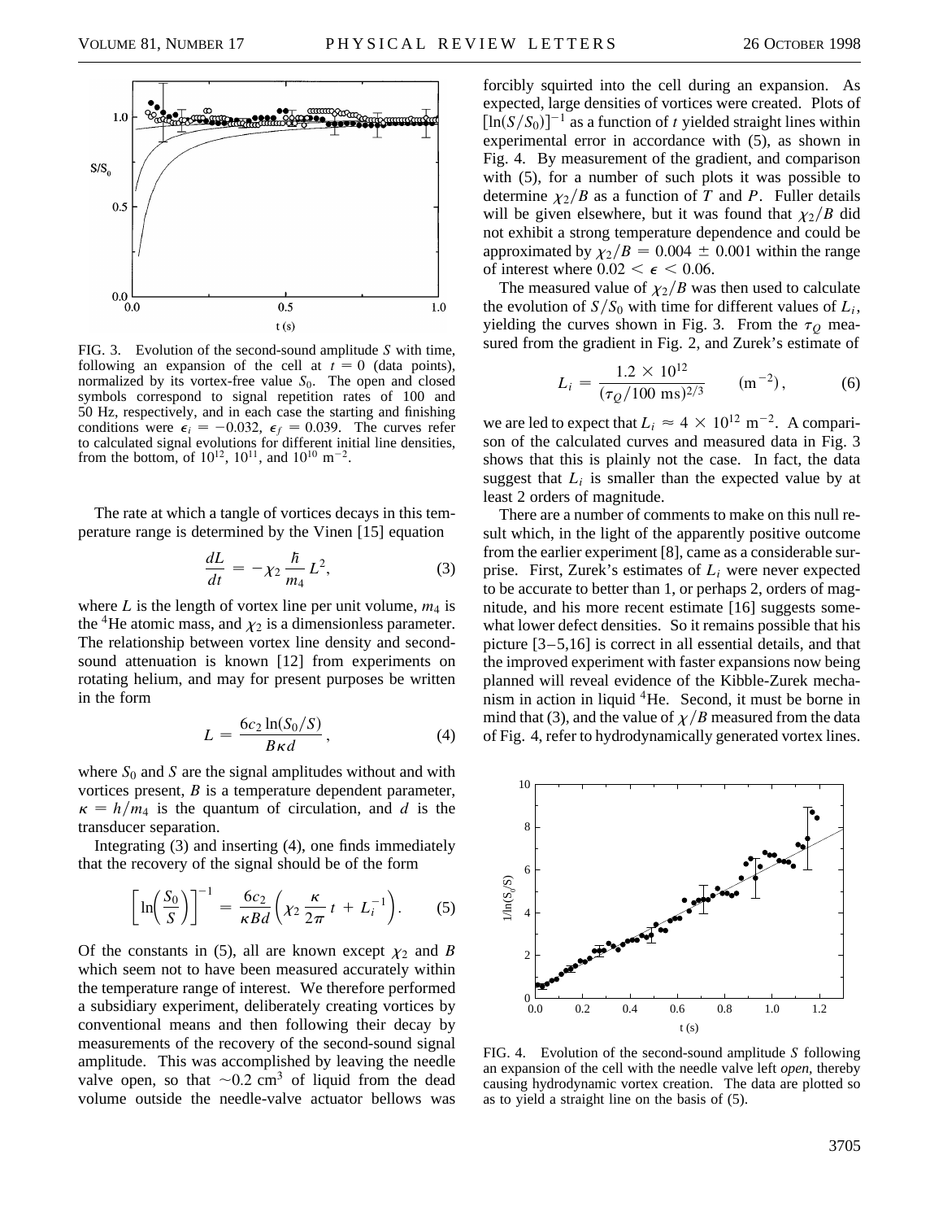FIG. 3. Evolution of the second-sound amplitude $S$ with time, following an expansion of the cell at $t = 0$ (data points), normalized by its vortex-free value $S_0$. The open and closed symbols correspond to signal repetition rates of 100 and 50 Hz, respectively, and in each case the starting and finishing conditions were $\epsilon_i = -0.032$, $\epsilon_f = 0.039$. The curves refer to calculated signal evolutions for different initial line densities, from the bottom, of $10^{12}$, $10^{11}$, and $10^{10}$ m$^{-2}$.

The rate at which a tangle of vortices decays in this temperature range is determined by the Vinen [15] equation

$$\frac{dL}{dt} = -\chi_2 \frac{\hbar}{m_4} L^2, \tag{3}$$

where $L$ is the length of vortex line per unit volume, $m_4$ is the $^4$He atomic mass, and $\chi_2$ is a dimensionless parameter. The relationship between vortex line density and second-sound attenuation is known [12] from experiments on rotating helium, and may for present purposes be written in the form

$$L = \frac{6c_2 \ln(S_0/S)}{B\kappa d}, \tag{4}$$

where $S_0$ and $S$ are the signal amplitudes without and with vortices present, $B$ is a temperature dependent parameter, $\kappa = h/m_4$ is the quantum of circulation, and $d$ is the transducer separation.

Integrating (3) and inserting (4), one finds immediately that the recovery of the signal should be of the form

$$\left[\ln\left(\frac{S_0}{S}\right)\right]^{-1} = \frac{6c_2}{\kappa B d}\left(\chi_2 \frac{\kappa}{2\pi} t + L_i^{-1}\right). \tag{5}$$

Of the constants in (5), all are known except $\chi_2$ and $B$ which seem not to have been measured accurately within the temperature range of interest. We therefore performed a subsidiary experiment, deliberately creating vortices by conventional means and then following their decay by measurements of the recovery of the second-sound signal amplitude. This was accomplished by leaving the needle valve open, so that $\sim 0.2$ cm$^3$ of liquid from the dead volume outside the needle-valve actuator bellows was forcibly squirted into the cell during an expansion. As expected, large densities of vortices were created. Plots of $[\ln(S/S_0)]^{-1}$ as a function of $t$ yielded straight lines within experimental error in accordance with (5), as shown in Fig. 4. By measurement of the gradient, and comparison with (5), for a number of such plots it was possible to determine $\chi_2/B$ as a function of $T$ and $P$. Fuller details will be given elsewhere, but it was found that $\chi_2/B$ did not exhibit a strong temperature dependence and could be approximated by $\chi_2/B = 0.004 \pm 0.001$ within the range of interest where $0.02 < \epsilon < 0.06$.

The measured value of $\chi_2/B$ was then used to calculate the evolution of $S/S_0$ with time for different values of $L_i$, yielding the curves shown in Fig. 3. From the $\tau_Q$ measured from the gradient in Fig. 2, and Zurek's estimate of

$$L_i = \frac{1.2 \times 10^{12}}{(\tau_Q/100\text{ ms})^{2/3}} \qquad (\text{m}^{-2}), \tag{6}$$

we are led to expect that $L_i \approx 4 \times 10^{12}$ m$^{-2}$. A comparison of the calculated curves and measured data in Fig. 3 shows that this is plainly not the case. In fact, the data suggest that $L_i$ is smaller than the expected value by at least 2 orders of magnitude.

There are a number of comments to make on this null result which, in the light of the apparently positive outcome from the earlier experiment [8], came as a considerable surprise. First, Zurek's estimates of $L_i$ were never expected to be accurate to better than 1, or perhaps 2, orders of magnitude, and his more recent estimate [16] suggests somewhat lower defect densities. So it remains possible that his picture [3–5,16] is correct in all essential details, and that the improved experiment with faster expansions now being planned will reveal evidence of the Kibble-Zurek mechanism in action in liquid $^4$He. Second, it must be borne in mind that (3), and the value of $\chi/B$ measured from the data of Fig. 4, refer to hydrodynamically generated vortex lines.

FIG. 4. Evolution of the second-sound amplitude $S$ following an expansion of the cell with the needle valve left *open*, thereby causing hydrodynamic vortex creation. The data are plotted so as to yield a straight line on the basis of (5).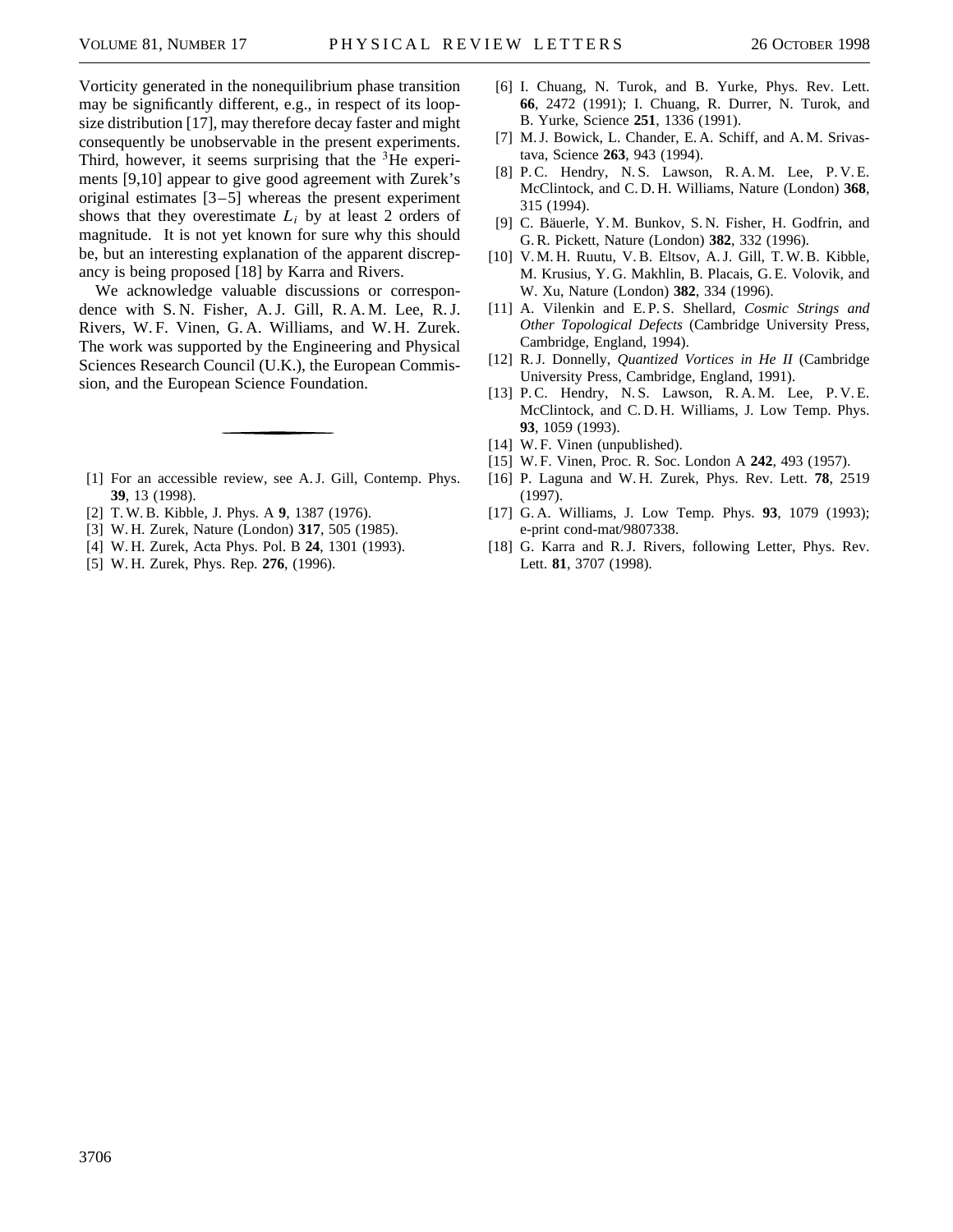Vorticity generated in the nonequilibrium phase transition may be significantly different, e.g., in respect of its loop-size distribution [17], may therefore decay faster and might consequently be unobservable in the present experiments. Third, however, it seems surprising that the $^3$He experiments [9,10] appear to give good agreement with Zurek's original estimates [3–5] whereas the present experiment shows that they overestimate $L_i$ by at least 2 orders of magnitude. It is not yet known for sure why this should be, but an interesting explanation of the apparent discrepancy is being proposed [18] by Karra and Rivers.

We acknowledge valuable discussions or correspondence with S. N. Fisher, A. J. Gill, R. A. M. Lee, R. J. Rivers, W. F. Vinen, G. A. Williams, and W. H. Zurek. The work was supported by the Engineering and Physical Sciences Research Council (U.K.), the European Commission, and the European Science Foundation.

---

[1] For an accessible review, see A. J. Gill, Contemp. Phys. **39**, 13 (1998).

[2] T. W. B. Kibble, J. Phys. A **9**, 1387 (1976).

[3] W. H. Zurek, Nature (London) **317**, 505 (1985).

[4] W. H. Zurek, Acta Phys. Pol. B **24**, 1301 (1993).

[5] W. H. Zurek, Phys. Rep. **276**, (1996).

[6] I. Chuang, N. Turok, and B. Yurke, Phys. Rev. Lett. **66**, 2472 (1991); I. Chuang, R. Durrer, N. Turok, and B. Yurke, Science **251**, 1336 (1991).

[7] M. J. Bowick, L. Chander, E. A. Schiff, and A. M. Srivastava, Science **263**, 943 (1994).

[8] P. C. Hendry, N. S. Lawson, R. A. M. Lee, P. V. E. McClintock, and C. D. H. Williams, Nature (London) **368**, 315 (1994).

[9] C. Bäuerle, Y. M. Bunkov, S. N. Fisher, H. Godfrin, and G. R. Pickett, Nature (London) **382**, 332 (1996).

[10] V. M. H. Ruutu, V. B. Eltsov, A. J. Gill, T. W. B. Kibble, M. Krusius, Y. G. Makhlin, B. Placais, G. E. Volovik, and W. Xu, Nature (London) **382**, 334 (1996).

[11] A. Vilenkin and E. P. S. Shellard, *Cosmic Strings and Other Topological Defects* (Cambridge University Press, Cambridge, England, 1994).

[12] R. J. Donnelly, *Quantized Vortices in He II* (Cambridge University Press, Cambridge, England, 1991).

[13] P. C. Hendry, N. S. Lawson, R. A. M. Lee, P. V. E. McClintock, and C. D. H. Williams, J. Low Temp. Phys. **93**, 1059 (1993).

[14] W. F. Vinen (unpublished).

[15] W. F. Vinen, Proc. R. Soc. London A **242**, 493 (1957).

[16] P. Laguna and W. H. Zurek, Phys. Rev. Lett. **78**, 2519 (1997).

[17] G. A. Williams, J. Low Temp. Phys. **93**, 1079 (1993); e-print cond-mat/9807338.

[18] G. Karra and R. J. Rivers, following Letter, Phys. Rev. Lett. **81**, 3707 (1998).